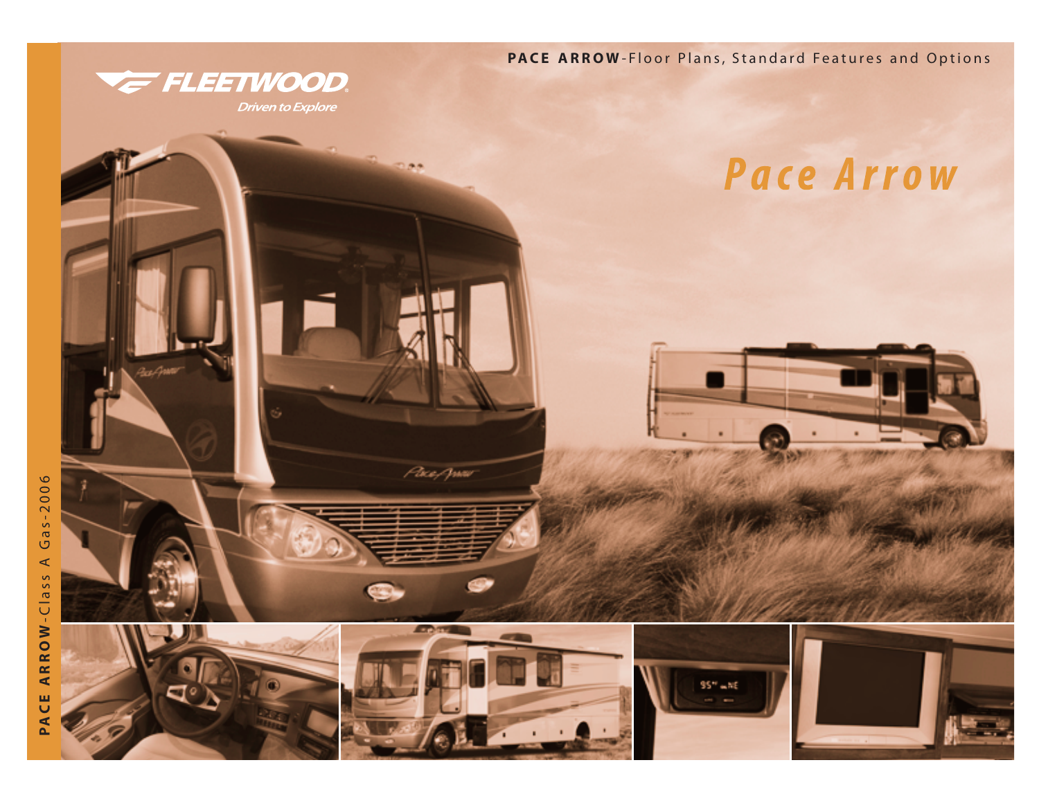**PACE ARROW**-Floor Plans, Standard Features and Options

FLEETWOOD

*Driven to Explore*

# *Pace Arrow*

**PACE ARROW**-Class A Gas-2006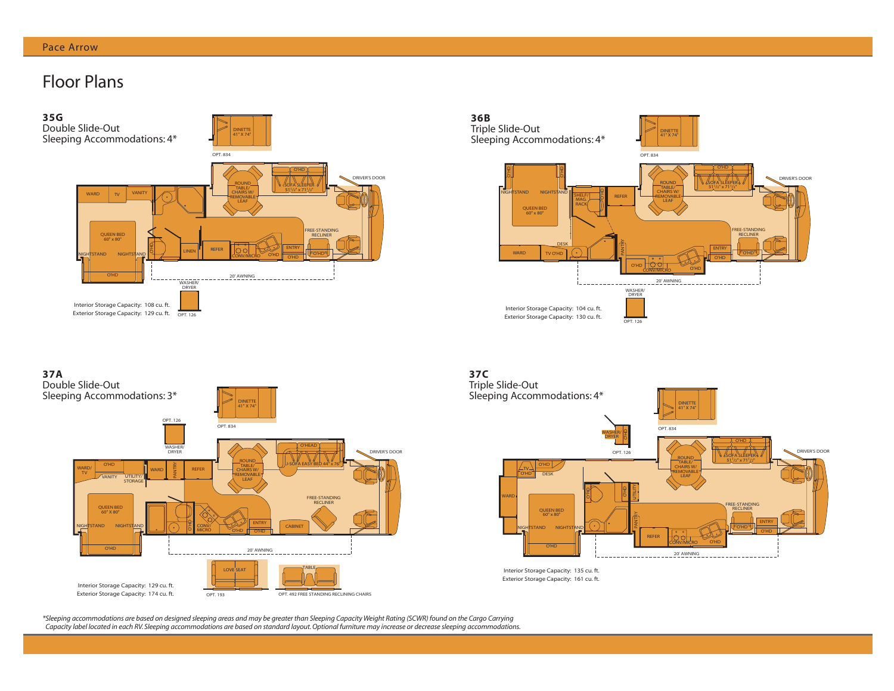# Floor Plans

## 35G
Double Slide-Out
Sleeping Accommodations: 4*

Interior Storage Capacity: 108 cu. ft.
Exterior Storage Capacity: 129 cu. ft.

## 36B
Triple Slide-Out
Sleeping Accommodations: 4*

Interior Storage Capacity: 104 cu. ft.
Exterior Storage Capacity: 130 cu. ft.

## 37A
Double Slide-Out
Sleeping Accommodations: 3*

Interior Storage Capacity: 129 cu. ft.
Exterior Storage Capacity: 174 cu. ft.

## 37C
Triple Slide-Out
Sleeping Accommodations: 4*

Interior Storage Capacity: 135 cu. ft.
Exterior Storage Capacity: 161 cu. ft.

*Sleeping accommodations are based on designed sleeping areas and may be greater than Sleeping Capacity Weight Rating (SCWR) found on the Cargo Carrying Capacity label located in each RV. Sleeping accommodations are based on standard layout. Optional furniture may increase or decrease sleeping accommodations.*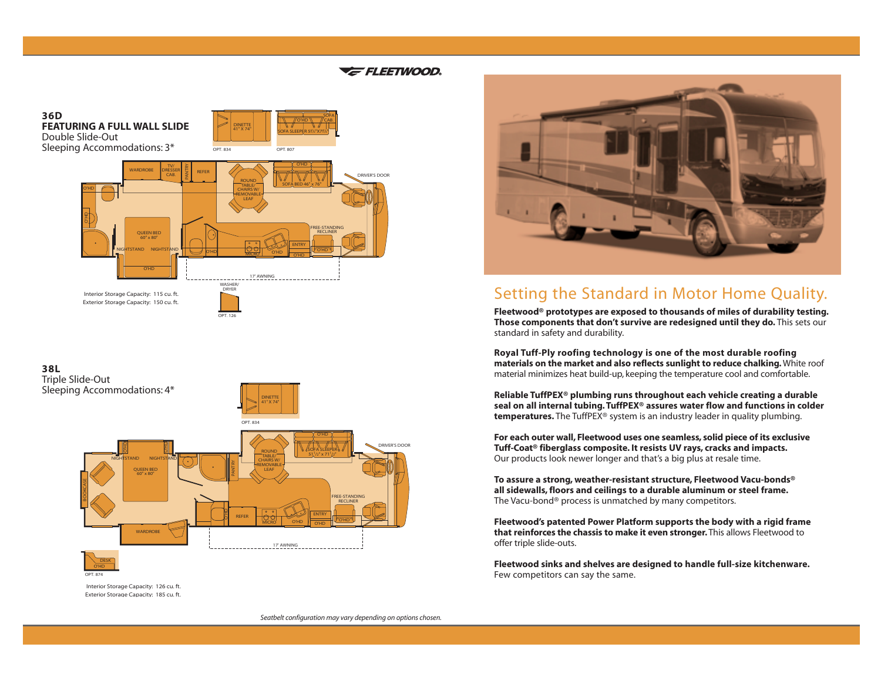## 36D

**FEATURING A FULL WALL SLIDE**

Double Slide-Out

Sleeping Accommodations: 3*

Interior Storage Capacity: 115 cu. ft.
Exterior Storage Capacity: 150 cu. ft.

## 38L

Triple Slide-Out

Sleeping Accommodations: 4*

Interior Storage Capacity: 126 cu. ft.
Exterior Storage Capacity: 185 cu. ft.

*Seatbelt configuration may vary depending on options chosen.*

# Setting the Standard in Motor Home Quality.

**Fleetwood® prototypes are exposed to thousands of miles of durability testing. Those components that don't survive are redesigned until they do.** This sets our standard in safety and durability.

**Royal Tuff-Ply roofing technology is one of the most durable roofing materials on the market and also reflects sunlight to reduce chalking.** White roof material minimizes heat build-up, keeping the temperature cool and comfortable.

**Reliable TuffPEX® plumbing runs throughout each vehicle creating a durable seal on all internal tubing. TuffPEX® assures water flow and functions in colder temperatures.** The TuffPEX® system is an industry leader in quality plumbing.

**For each outer wall, Fleetwood uses one seamless, solid piece of its exclusive Tuff-Coat® fiberglass composite. It resists UV rays, cracks and impacts.** Our products look newer longer and that's a big plus at resale time.

**To assure a strong, weather-resistant structure, Fleetwood Vacu-bonds® all sidewalls, floors and ceilings to a durable aluminum or steel frame.** The Vacu-bond® process is unmatched by many competitors.

**Fleetwood's patented Power Platform supports the body with a rigid frame that reinforces the chassis to make it even stronger.** This allows Fleetwood to offer triple slide-outs.

**Fleetwood sinks and shelves are designed to handle full-size kitchenware.** Few competitors can say the same.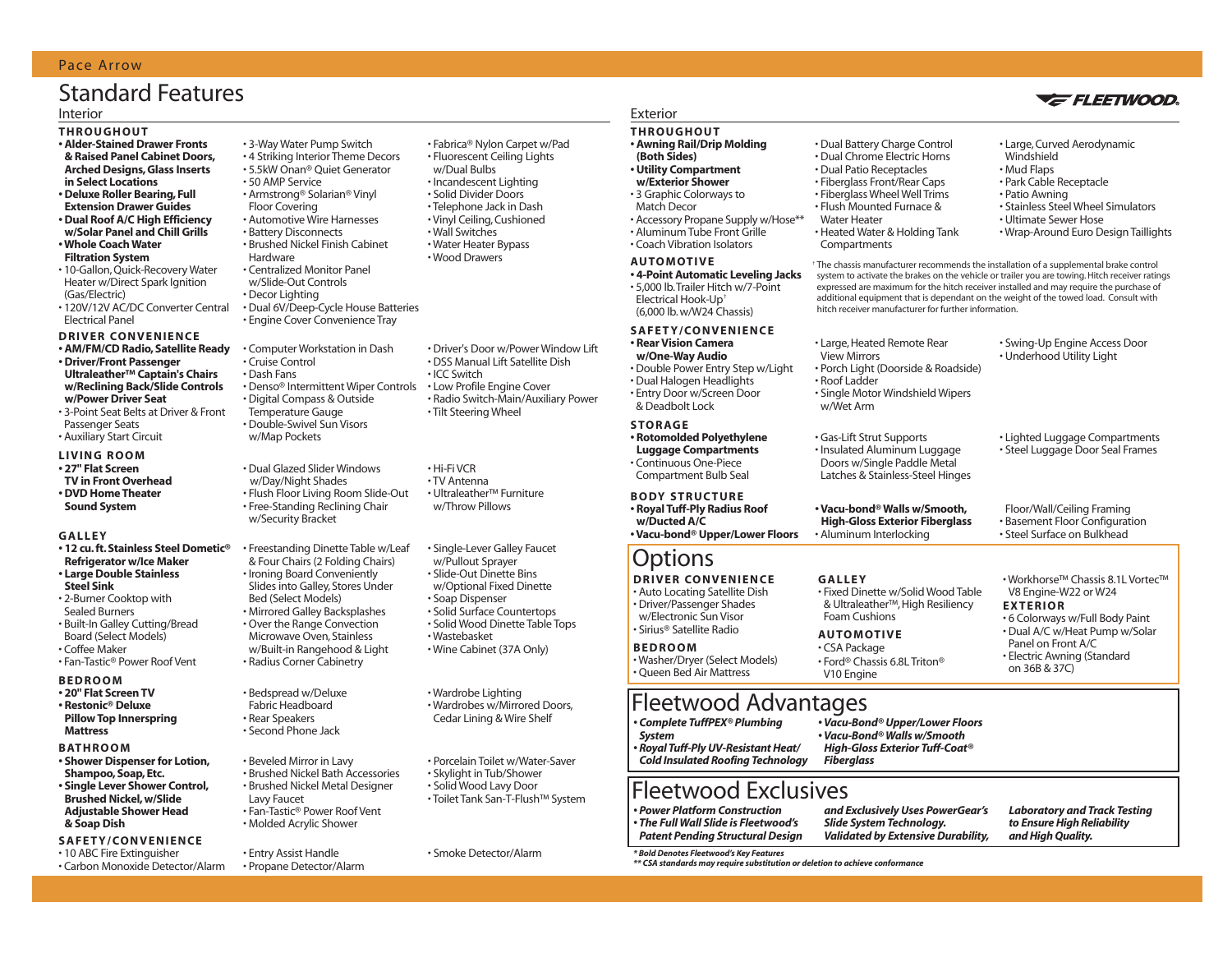Pace Arrow

# Standard Features

## Interior

### THROUGHOUT

- **Alder-Stained Drawer Fronts & Raised Panel Cabinet Doors, Arched Designs, Glass Inserts in Select Locations**
- **Deluxe Roller Bearing, Full Extension Drawer Guides**
- **Dual Roof A/C High Efficiency w/Solar Panel and Chill Grills**
- **Whole Coach Water Filtration System**
- 10-Gallon, Quick-Recovery Water Heater w/Direct Spark Ignition (Gas/Electric)
- 120V/12V AC/DC Converter Central Electrical Panel
- 3-Way Water Pump Switch
- 4 Striking Interior Theme Decors
- 5.5kW Onan® Quiet Generator
- 50 AMP Service
- Armstrong® Solarian® Vinyl Floor Covering
- Automotive Wire Harnesses
- Battery Disconnects
- Brushed Nickel Finish Cabinet Hardware
- Centralized Monitor Panel w/Slide-Out Controls
- Decor Lighting
- Dual 6V/Deep-Cycle House Batteries
- Engine Cover Convenience Tray
- Fabrica® Nylon Carpet w/Pad
- Fluorescent Ceiling Lights
- Incandescent Lighting
- Solid Divider Doors
- Telephone Jack in Dash
- Vinyl Ceiling, Cushioned
- Wall Switches
- Water Heater Bypass
- Wood Drawers

### DRIVER CONVENIENCE

- **AM/FM/CD Radio, Satellite Ready**
- **Driver/Front Passenger Ultraleather™ Captain's Chairs w/Reclining Back/Slide Controls w/Power Driver Seat**
- 3-Point Seat Belts at Driver & Front Passenger Seats
- Auxiliary Start Circuit
- Computer Workstation in Dash
- Cruise Control
- Dash Fans
- Denso® Intermittent Wiper Controls
- Digital Compass & Outside Temperature Gauge
- Double-Swivel Sun Visors w/Map Pockets
- Driver's Door w/Power Window Lift
- DSS Manual Lift Satellite Dish
- ICC Switch
- Low Profile Engine Cover
- Radio Switch-Main/Auxiliary Power
- Tilt Steering Wheel

### LIVING ROOM

- **27" Flat Screen TV in Front Overhead**
- **DVD Home Theater Sound System**
- Dual Glazed Slider Windows w/Day/Night Shades
- Flush Floor Living Room Slide-Out
- Free-Standing Reclining Chair w/Security Bracket
- Hi-Fi VCR
- TV Antenna
- Ultraleather™ Furniture w/Throw Pillows

### GALLEY

- **12 cu. ft. Stainless Steel Dometic® Refrigerator w/Ice Maker**
- **Large Double Stainless Steel Sink**
- 2-Burner Cooktop with Sealed Burners
- Built-In Galley Cutting/Bread Board (Select Models)
- Coffee Maker
- Fan-Tastic® Power Roof Vent
- Freestanding Dinette Table w/Leaf & Four Chairs (2 Folding Chairs)
- Ironing Board Conveniently Slides into Galley, Stores Under Bed (Select Models)
- Mirrored Galley Backsplashes
- Over the Range Convection Microwave Oven, Stainless w/Built-in Rangehood & Light
- Radius Corner Cabinetry
- Single-Lever Galley Faucet w/Pullout Sprayer
- Slide-Out Dinette Bins w/Optional Fixed Dinette
- Soap Dispenser
- Solid Surface Countertops
- Solid Wood Dinette Table Tops
- Wastebasket
- Wine Cabinet (37A Only)

### BEDROOM

- **20" Flat Screen TV**
- **Restonic® Deluxe Pillow Top Innerspring Mattress**
- Bedspread w/Deluxe Fabric Headboard
- Rear Speakers
- Second Phone Jack
- Wardrobe Lighting
- Wardrobes w/Mirrored Doors, Cedar Lining & Wire Shelf

### BATHROOM

- **Shower Dispenser for Lotion, Shampoo, Soap, Etc.**
- **Single Lever Shower Control, Brushed Nickel, w/Slide Adjustable Shower Head & Soap Dish**
- Beveled Mirror in Lavy
- Brushed Nickel Bath Accessories
- Brushed Nickel Metal Designer Lavy Faucet
- Fan-Tastic® Power Roof Vent
- Molded Acrylic Shower
- Porcelain Toilet w/Water-Saver
- Skylight in Tub/Shower
- Solid Wood Lavy Door
- Toilet Tank San-T-Flush™ System

### SAFETY/CONVENIENCE

- 10 ABC Fire Extinguisher
- Carbon Monoxide Detector/Alarm
- Entry Assist Handle
- Propane Detector/Alarm
- Smoke Detector/Alarm

## Exterior

### THROUGHOUT

- **Awning Rail/Drip Molding (Both Sides)**
- **Utility Compartment w/Exterior Shower**
- 3 Graphic Colorways to Match Decor
- Accessory Propane Supply w/Hose**
- Aluminum Tube Front Grille
- Coach Vibration Isolators
- Dual Battery Charge Control
- Dual Chrome Electric Horns
- Dual Patio Receptacles
- Fiberglass Front/Rear Caps
- Fiberglass Wheel Well Trims
- Flush Mounted Furnace & Water Heater
- Heated Water & Holding Tank Compartments
- Large, Curved Aerodynamic Windshield
- Mud Flaps
- Park Cable Receptacle
- Patio Awning
- Stainless Steel Wheel Simulators
- Ultimate Sewer Hose
- Wrap-Around Euro Design Taillights

### AUTOMOTIVE

- **4-Point Automatic Leveling Jacks**
- 5,000 lb. Trailer Hitch w/7-Point Electrical Hook-Up† (6,000 lb. w/W24 Chassis)

† The chassis manufacturer recommends the installation of a supplemental brake control system to activate the brakes on the vehicle or trailer you are towing. Hitch receiver ratings expressed are maximum for the hitch receiver installed and may require the purchase of additional equipment that is dependant on the weight of the towed load. Consult with hitch receiver manufacturer for further information.

### SAFETY/CONVENIENCE

- **Rear Vision Camera w/One-Way Audio**
- Double Power Entry Step w/Light
- Dual Halogen Headlights
- Entry Door w/Screen Door & Deadbolt Lock
- Large, Heated Remote Rear View Mirrors
- Porch Light (Doorside & Roadside)
- Roof Ladder
- Single Motor Windshield Wipers w/Wet Arm
- Swing-Up Engine Access Door
- Underhood Utility Light

### STORAGE

- **Rotomolded Polyethylene Luggage Compartments**
- Continuous One-Piece Compartment Bulb Seal
- Gas-Lift Strut Supports
- Insulated Aluminum Luggage Doors w/Single Paddle Metal Latches & Stainless-Steel Hinges
- Lighted Luggage Compartments
- Steel Luggage Door Seal Frames

### BODY STRUCTURE

- **Royal Tuff-Ply Radius Roof w/Ducted A/C**
- **Vacu-bond® Upper/Lower Floors**
- **Vacu-bond® Walls w/Smooth, High-Gloss Exterior Fiberglass**
- Aluminum Interlocking Floor/Wall/Ceiling Framing
- Basement Floor Configuration
- Steel Surface on Bulkhead

# Options

### DRIVER CONVENIENCE

- Auto Locating Satellite Dish
- Driver/Passenger Shades w/Electronic Sun Visor
- Sirius® Satellite Radio

### BEDROOM

- Washer/Dryer (Select Models)
- Queen Bed Air Mattress

### GALLEY

- Fixed Dinette w/Solid Wood Table & Ultraleather™, High Resiliency Foam Cushions

### AUTOMOTIVE

- CSA Package
- Ford® Chassis 6.8L Triton® V10 Engine
- Workhorse™ Chassis 8.1L Vortec™ V8 Engine-W22 or W24

### EXTERIOR

- 6 Colorways w/Full Body Paint
- Dual A/C w/Heat Pump w/Solar Panel on Front A/C
- Electric Awning (Standard on 36B & 37C)

# Fleetwood Advantages

- ***Complete TuffPEX® Plumbing System***
- ***Royal Tuff-Ply UV-Resistant Heat/Cold Insulated Roofing Technology***
- ***Vacu-Bond® Upper/Lower Floors***
- ***Vacu-Bond® Walls w/Smooth High-Gloss Exterior Tuff-Coat® Fiberglass***

# Fleetwood Exclusives

- ***Power Platform Construction***
- ***The Full Wall Slide is Fleetwood's Patent Pending Structural Design and Exclusively Uses PowerGear's Slide System Technology. Validated by Extensive Durability, Laboratory and Track Testing to Ensure High Reliability and High Quality.***

*\* Bold Denotes Fleetwood's Key Features*

*\*\* CSA standards may require substitution or deletion to achieve conformance*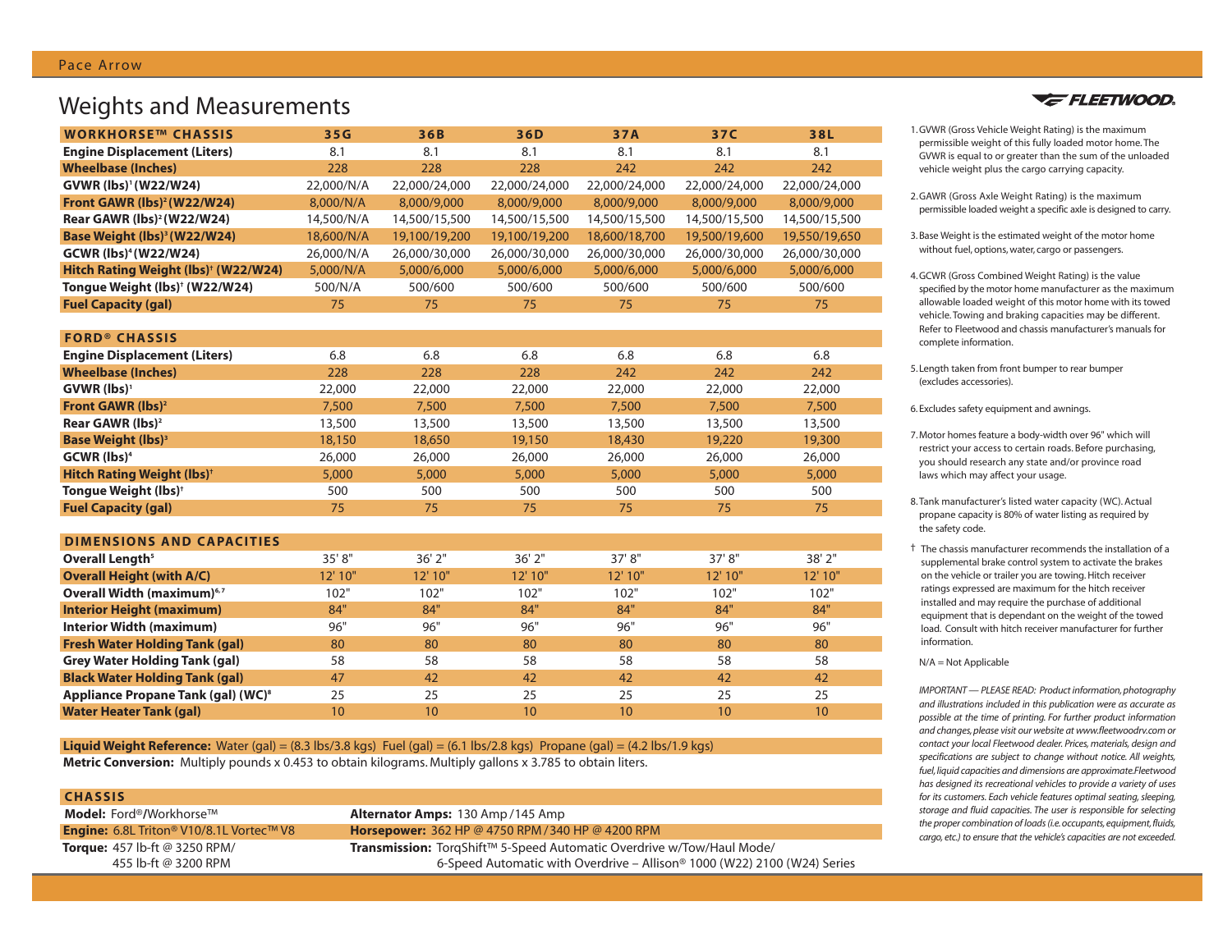## Weights and Measurements

FLEETWOOD

| WORKHORSE™ CHASSIS | 35G | 36B | 36D | 37A | 37C | 38L |
|---|---|---|---|---|---|---|
| Engine Displacement (Liters) | 8.1 | 8.1 | 8.1 | 8.1 | 8.1 | 8.1 |
| Wheelbase (Inches) | 228 | 228 | 228 | 242 | 242 | 242 |
| GVWR (lbs)[1] (W22/W24) | 22,000/N/A | 22,000/24,000 | 22,000/24,000 | 22,000/24,000 | 22,000/24,000 | 22,000/24,000 |
| Front GAWR (lbs)[2] (W22/W24) | 8,000/N/A | 8,000/9,000 | 8,000/9,000 | 8,000/9,000 | 8,000/9,000 | 8,000/9,000 |
| Rear GAWR (lbs)[2] (W22/W24) | 14,500/N/A | 14,500/15,500 | 14,500/15,500 | 14,500/15,500 | 14,500/15,500 | 14,500/15,500 |
| Base Weight (lbs)[3] (W22/W24) | 18,600/N/A | 19,100/19,200 | 19,100/19,200 | 18,600/18,700 | 19,500/19,600 | 19,550/19,650 |
| GCWR (lbs)[4] (W22/W24) | 26,000/N/A | 26,000/30,000 | 26,000/30,000 | 26,000/30,000 | 26,000/30,000 | 26,000/30,000 |
| Hitch Rating Weight (lbs)[†] (W22/W24) | 5,000/N/A | 5,000/6,000 | 5,000/6,000 | 5,000/6,000 | 5,000/6,000 | 5,000/6,000 |
| Tongue Weight (lbs)[†] (W22/W24) | 500/N/A | 500/600 | 500/600 | 500/600 | 500/600 | 500/600 |
| Fuel Capacity (gal) | 75 | 75 | 75 | 75 | 75 | 75 |
| **FORD® CHASSIS** | | | | | | |
| Engine Displacement (Liters) | 6.8 | 6.8 | 6.8 | 6.8 | 6.8 | 6.8 |
| Wheelbase (Inches) | 228 | 228 | 228 | 242 | 242 | 242 |
| GVWR (lbs)[1] | 22,000 | 22,000 | 22,000 | 22,000 | 22,000 | 22,000 |
| Front GAWR (lbs)[2] | 7,500 | 7,500 | 7,500 | 7,500 | 7,500 | 7,500 |
| Rear GAWR (lbs)[2] | 13,500 | 13,500 | 13,500 | 13,500 | 13,500 | 13,500 |
| Base Weight (lbs)[3] | 18,150 | 18,650 | 19,150 | 18,430 | 19,220 | 19,300 |
| GCWR (lbs)[4] | 26,000 | 26,000 | 26,000 | 26,000 | 26,000 | 26,000 |
| Hitch Rating Weight (lbs)[†] | 5,000 | 5,000 | 5,000 | 5,000 | 5,000 | 5,000 |
| Tongue Weight (lbs)[†] | 500 | 500 | 500 | 500 | 500 | 500 |
| Fuel Capacity (gal) | 75 | 75 | 75 | 75 | 75 | 75 |
| **DIMENSIONS AND CAPACITIES** | | | | | | |
| Overall Length[5] | 35' 8" | 36' 2" | 36' 2" | 37' 8" | 37' 8" | 38' 2" |
| Overall Height (with A/C) | 12' 10" | 12' 10" | 12' 10" | 12' 10" | 12' 10" | 12' 10" |
| Overall Width (maximum)[6,7] | 102" | 102" | 102" | 102" | 102" | 102" |
| Interior Height (maximum) | 84" | 84" | 84" | 84" | 84" | 84" |
| Interior Width (maximum) | 96" | 96" | 96" | 96" | 96" | 96" |
| Fresh Water Holding Tank (gal) | 80 | 80 | 80 | 80 | 80 | 80 |
| Grey Water Holding Tank (gal) | 58 | 58 | 58 | 58 | 58 | 58 |
| Black Water Holding Tank (gal) | 47 | 42 | 42 | 42 | 42 | 42 |
| Appliance Propane Tank (gal) (WC)[8] | 25 | 25 | 25 | 25 | 25 | 25 |
| Water Heater Tank (gal) | 10 | 10 | 10 | 10 | 10 | 10 |

**Liquid Weight Reference:** Water (gal) = (8.3 lbs/3.8 kgs) Fuel (gal) = (6.1 lbs/2.8 kgs) Propane (gal) = (4.2 lbs/1.9 kgs)

**Metric Conversion:** Multiply pounds x 0.453 to obtain kilograms. Multiply gallons x 3.785 to obtain liters.

### CHASSIS

**Model:** Ford®/Workhorse™

**Engine:** 6.8L Triton® V10/8.1L Vortec™ V8

**Torque:** 457 lb-ft @ 3250 RPM/ 455 lb-ft @ 3200 RPM

**Alternator Amps:** 130 Amp/145 Amp

**Horsepower:** 362 HP @ 4750 RPM/340 HP @ 4200 RPM

**Transmission:** TorqShift™ 5-Speed Automatic Overdrive w/Tow/Haul Mode/ 6-Speed Automatic with Overdrive – Allison® 1000 (W22) 2100 (W24) Series

1. GVWR (Gross Vehicle Weight Rating) is the maximum permissible weight of this fully loaded motor home. The GVWR is equal to or greater than the sum of the unloaded vehicle weight plus the cargo carrying capacity.
2. GAWR (Gross Axle Weight Rating) is the maximum permissible loaded weight a specific axle is designed to carry.
3. Base Weight is the estimated weight of the motor home without fuel, options, water, cargo or passengers.
4. GCWR (Gross Combined Weight Rating) is the value specified by the motor home manufacturer as the maximum allowable loaded weight of this motor home with its towed vehicle. Towing and braking capacities may be different. Refer to Fleetwood and chassis manufacturer's manuals for complete information.
5. Length taken from front bumper to rear bumper (excludes accessories).
6. Excludes safety equipment and awnings.
7. Motor homes feature a body-width over 96" which will restrict your access to certain roads. Before purchasing, you should research any state and/or province road laws which may affect your usage.
8. Tank manufacturer's listed water capacity (WC). Actual propane capacity is 80% of water listing as required by the safety code.

† The chassis manufacturer recommends the installation of a supplemental brake control system to activate the brakes on the vehicle or trailer you are towing. Hitch receiver ratings expressed are maximum for the hitch receiver installed and may require the purchase of additional equipment that is dependant on the weight of the towed load. Consult with hitch receiver manufacturer for further information.

N/A = Not Applicable

*IMPORTANT — PLEASE READ: Product information, photography and illustrations included in this publication were as accurate as possible at the time of printing. For further product information and changes, please visit our website at www.fleetwoodrv.com or contact your local Fleetwood dealer. Prices, materials, design and specifications are subject to change without notice. All weights, fuel, liquid capacities and dimensions are approximate. Fleetwood has designed its recreational vehicles to provide a variety of uses for its customers. Each vehicle features optimal seating, sleeping, storage and fluid capacities. The user is responsible for selecting the proper combination of loads (i.e. occupants, equipment, fluids, cargo, etc.) to ensure that the vehicle's capacities are not exceeded.*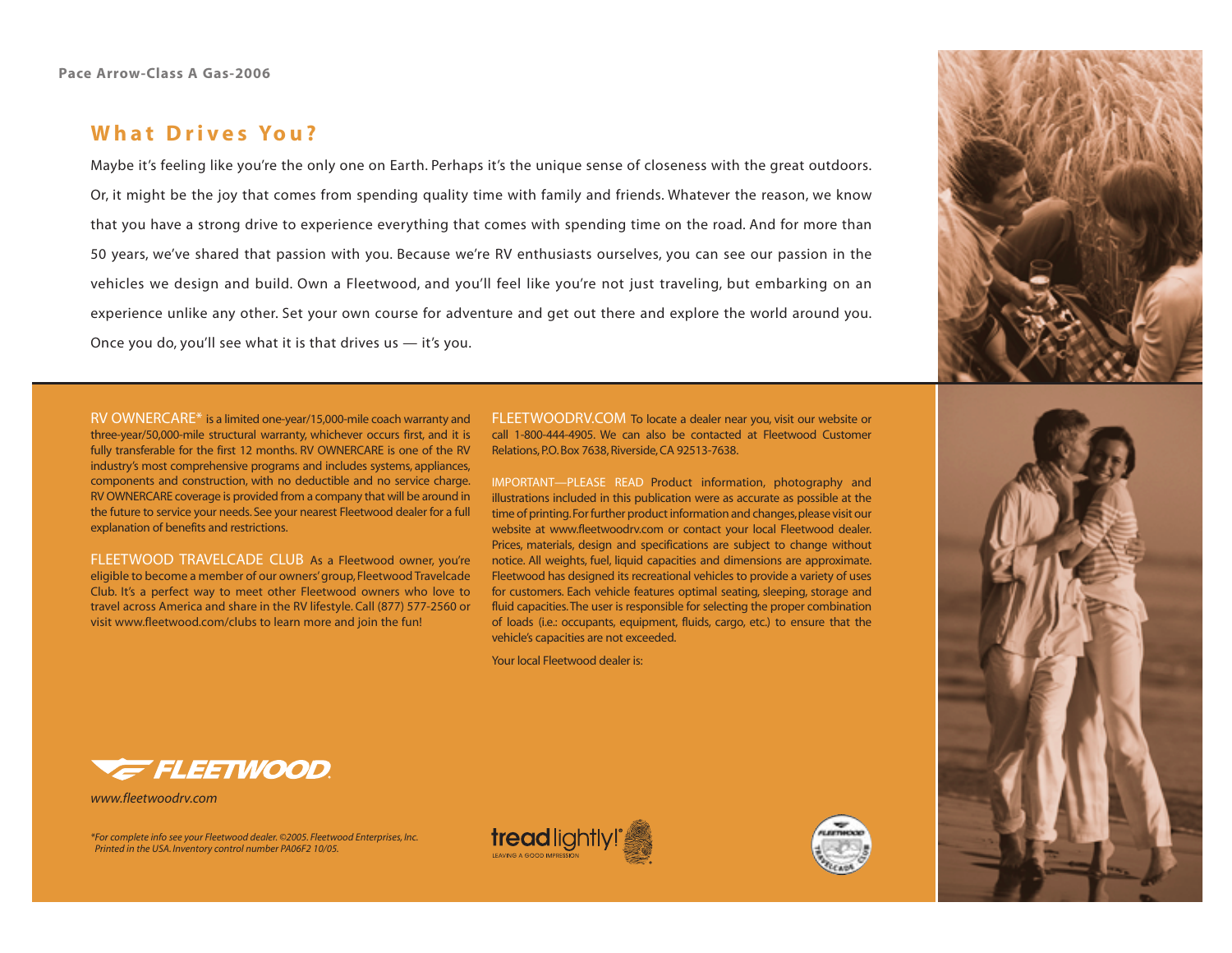Pace Arrow-Class A Gas-2006

## What Drives You?

Maybe it's feeling like you're the only one on Earth. Perhaps it's the unique sense of closeness with the great outdoors. Or, it might be the joy that comes from spending quality time with family and friends. Whatever the reason, we know that you have a strong drive to experience everything that comes with spending time on the road. And for more than 50 years, we've shared that passion with you. Because we're RV enthusiasts ourselves, you can see our passion in the vehicles we design and build. Own a Fleetwood, and you'll feel like you're not just traveling, but embarking on an experience unlike any other. Set your own course for adventure and get out there and explore the world around you. Once you do, you'll see what it is that drives us — it's you.

RV OWNERCARE* is a limited one-year/15,000-mile coach warranty and three-year/50,000-mile structural warranty, whichever occurs first, and it is fully transferable for the first 12 months. RV OWNERCARE is one of the RV industry's most comprehensive programs and includes systems, appliances, components and construction, with no deductible and no service charge. RV OWNERCARE coverage is provided from a company that will be around in the future to service your needs. See your nearest Fleetwood dealer for a full explanation of benefits and restrictions.

FLEETWOOD TRAVELCADE CLUB As a Fleetwood owner, you're eligible to become a member of our owners' group, Fleetwood Travelcade Club. It's a perfect way to meet other Fleetwood owners who love to travel across America and share in the RV lifestyle. Call (877) 577-2560 or visit www.fleetwood.com/clubs to learn more and join the fun!

FLEETWOODRV.COM To locate a dealer near you, visit our website or call 1-800-444-4905. We can also be contacted at Fleetwood Customer Relations, P.O. Box 7638, Riverside, CA 92513-7638.

IMPORTANT—PLEASE READ Product information, photography and illustrations included in this publication were as accurate as possible at the time of printing. For further product information and changes, please visit our website at www.fleetwoodrv.com or contact your local Fleetwood dealer. Prices, materials, design and specifications are subject to change without notice. All weights, fuel, liquid capacities and dimensions are approximate. Fleetwood has designed its recreational vehicles to provide a variety of uses for customers. Each vehicle features optimal seating, sleeping, storage and fluid capacities. The user is responsible for selecting the proper combination of loads (i.e.: occupants, equipment, fluids, cargo, etc.) to ensure that the vehicle's capacities are not exceeded.

Your local Fleetwood dealer is:

FLEETWOOD

*www.fleetwoodrv.com*

*\*For complete info see your Fleetwood dealer. ©2005. Fleetwood Enterprises, Inc. Printed in the USA. Inventory control number PA06F2 10/05.*

tread lightly!® LEAVING A GOOD IMPRESSION